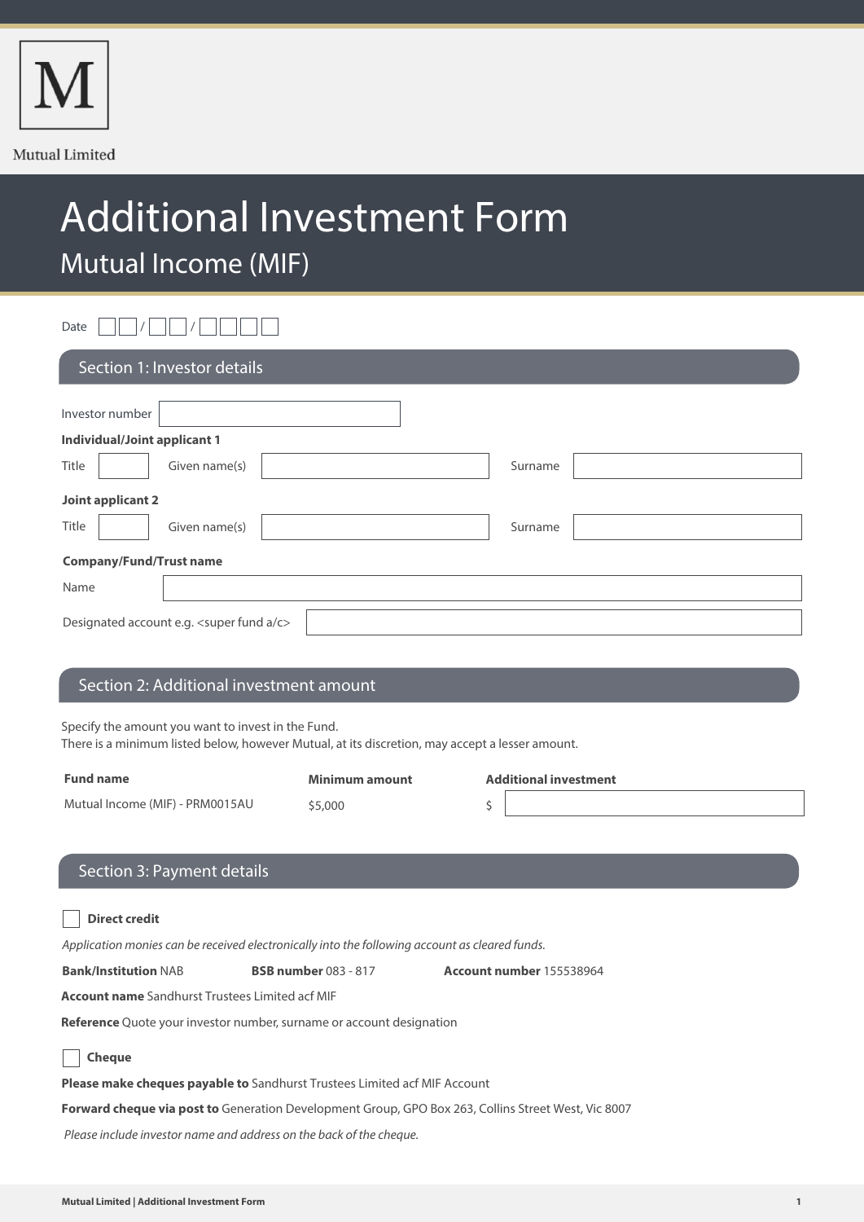Mutual Limited

# Additional Investment Form

## Mutual Income (MIF)

Date ☐☐ / ☐☐ / ☐☐☐☐

## Section 1: Investor details

Investor number ____________________

**Individual/Joint applicant 1**

Title ________ Given name(s) ____________________ Surname ____________________

**Joint applicant 2**

Title ________ Given name(s) ____________________ Surname ____________________

**Company/Fund/Trust name**

Name ____________________

Designated account e.g. <super fund a/c> ____________________

## Section 2: Additional investment amount

Specify the amount you want to invest in the Fund.
There is a minimum listed below, however Mutual, at its discretion, may accept a lesser amount.

| Fund name | Minimum amount | Additional investment |
|---|---|---|
| Mutual Income (MIF) - PRM0015AU | $5,000 | $ |

## Section 3: Payment details

☐ **Direct credit**

*Application monies can be received electronically into the following account as cleared funds.*

**Bank/Institution** NAB **BSB number** 083 - 817 **Account number** 155538964

**Account name** Sandhurst Trustees Limited acf MIF

**Reference** Quote your investor number, surname or account designation

☐ **Cheque**

**Please make cheques payable to** Sandhurst Trustees Limited acf MIF Account

**Forward cheque via post to** Generation Development Group, GPO Box 263, Collins Street West, Vic 8007

*Please include investor name and address on the back of the cheque.*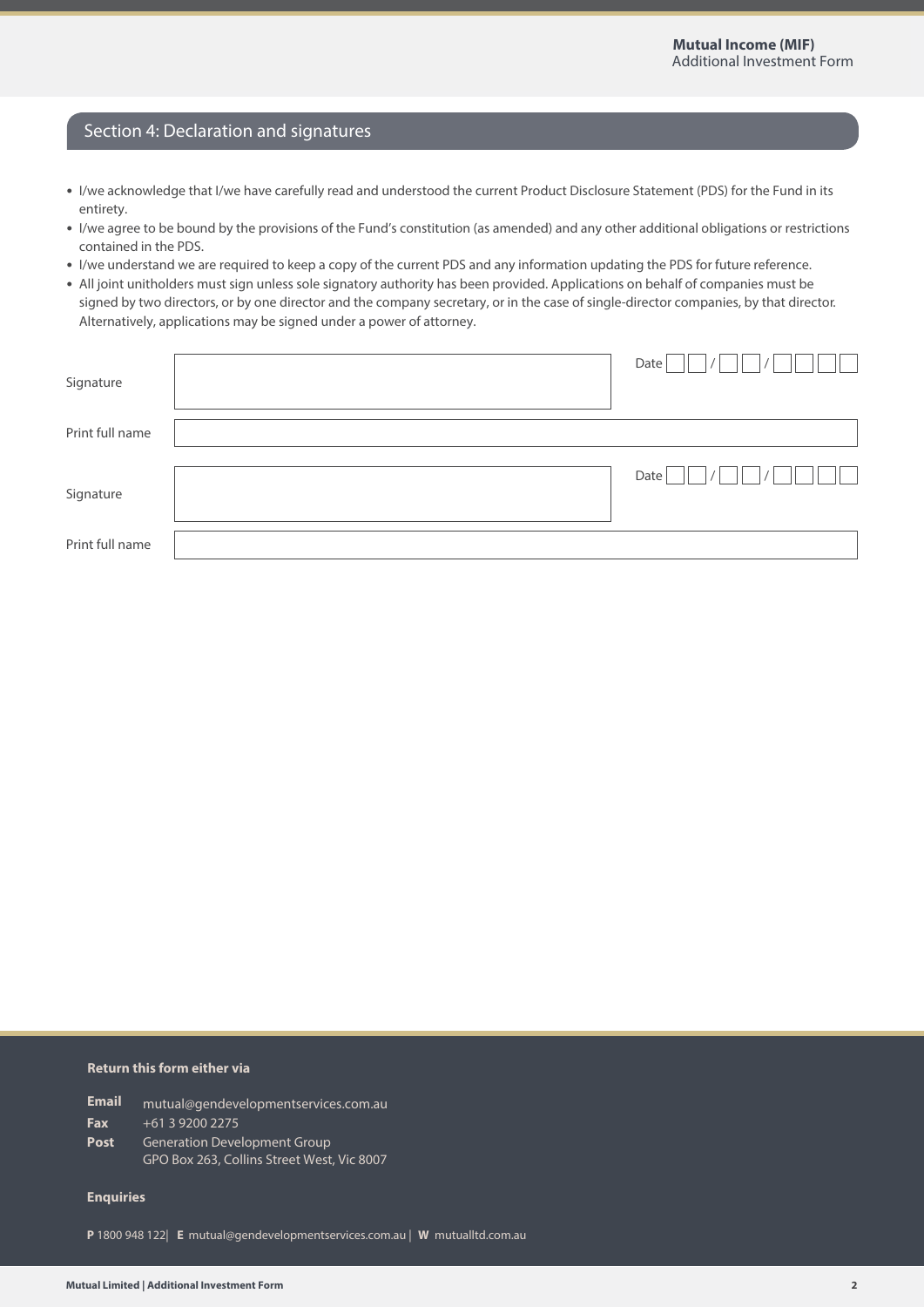## Section 4: Declaration and signatures

- I/we acknowledge that I/we have carefully read and understood the current Product Disclosure Statement (PDS) for the Fund in its entirety.
- I/we agree to be bound by the provisions of the Fund's constitution (as amended) and any other additional obligations or restrictions contained in the PDS.
- I/we understand we are required to keep a copy of the current PDS and any information updating the PDS for future reference.
- All joint unitholders must sign unless sole signatory authority has been provided. Applications on behalf of companies must be signed by two directors, or by one director and the company secretary, or in the case of single-director companies, by that director. Alternatively, applications may be signed under a power of attorney.

| | | |
|---|---|---|
| Signature | | Date __ __ / __ __ / __ __ __ __ |
| Print full name | | |
| Signature | | Date __ __ / __ __ / __ __ __ __ |
| Print full name | | |

**Return this form either via**

**Email** mutual@gendevelopmentservices.com.au
**Fax** +61 3 9200 2275
**Post** Generation Development Group
GPO Box 263, Collins Street West, Vic 8007

**Enquiries**

**P** 1800 948 122| **E** mutual@gendevelopmentservices.com.au | **W** mutualltd.com.au